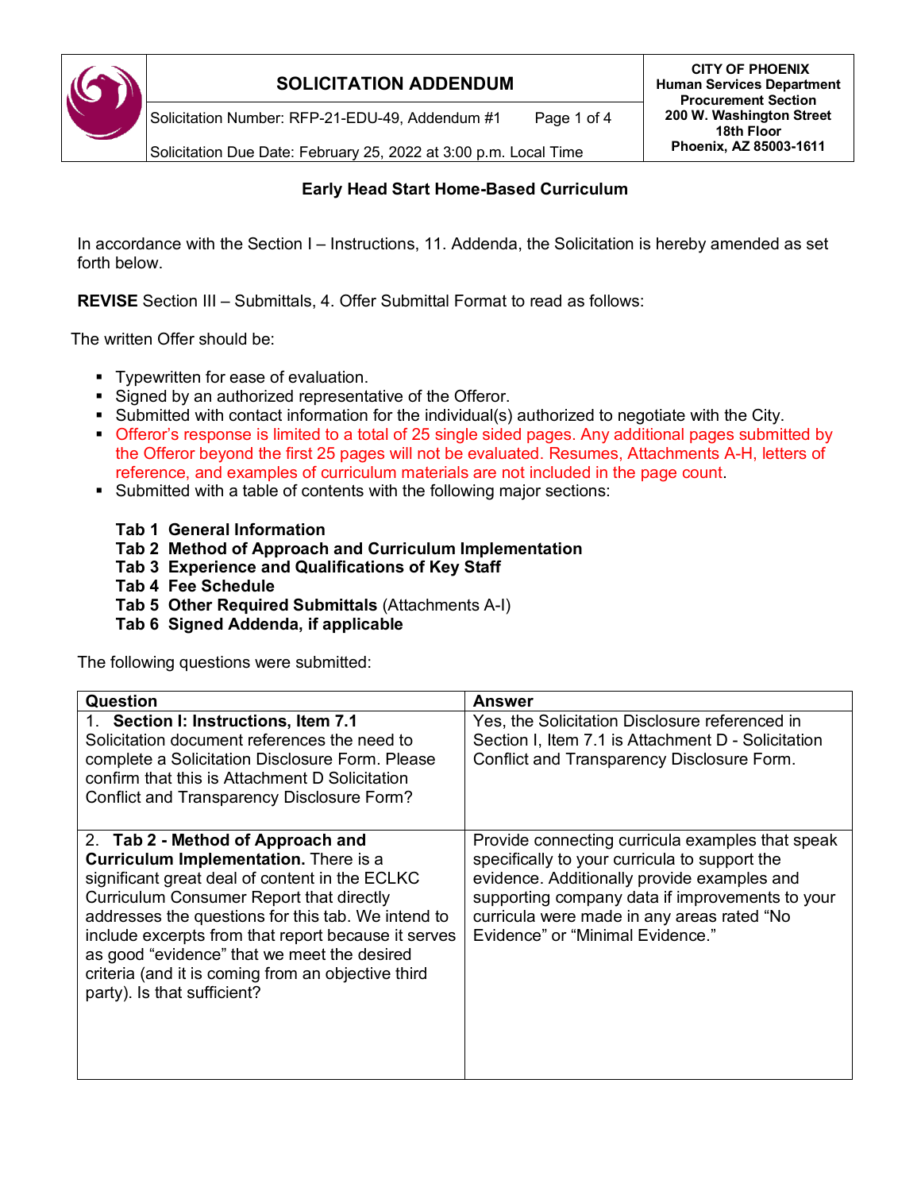# SOLICITATION ADDENDUM

**CITY OF PHOENIX**
**Human Services Department**
**Procurement Section**
**200 W. Washington Street**
**18th Floor**
**Phoenix, AZ 85003-1611**

Solicitation Number: RFP-21-EDU-49, Addendum #1

Solicitation Due Date: February 25, 2022 at 3:00 p.m. Local Time

## Early Head Start Home-Based Curriculum

In accordance with the Section I – Instructions, 11. Addenda, the Solicitation is hereby amended as set forth below.

**REVISE** Section III – Submittals, 4. Offer Submittal Format to read as follows:

The written Offer should be:

- Typewritten for ease of evaluation.
- Signed by an authorized representative of the Offeror.
- Submitted with contact information for the individual(s) authorized to negotiate with the City.
- Offeror's response is limited to a total of 25 single sided pages. Any additional pages submitted by the Offeror beyond the first 25 pages will not be evaluated. Resumes, Attachments A-H, letters of reference, and examples of curriculum materials are not included in the page count.
- Submitted with a table of contents with the following major sections:

  **Tab 1 General Information**
  **Tab 2 Method of Approach and Curriculum Implementation**
  **Tab 3 Experience and Qualifications of Key Staff**
  **Tab 4 Fee Schedule**
  **Tab 5 Other Required Submittals** (Attachments A-I)
  **Tab 6 Signed Addenda, if applicable**

The following questions were submitted:

| Question | Answer |
| --- | --- |
| 1. **Section I: Instructions, Item 7.1** Solicitation document references the need to complete a Solicitation Disclosure Form. Please confirm that this is Attachment D Solicitation Conflict and Transparency Disclosure Form? | Yes, the Solicitation Disclosure referenced in Section I, Item 7.1 is Attachment D - Solicitation Conflict and Transparency Disclosure Form. |
| 2. **Tab 2 - Method of Approach and Curriculum Implementation.** There is a significant great deal of content in the ECLKC Curriculum Consumer Report that directly addresses the questions for this tab. We intend to include excerpts from that report because it serves as good "evidence" that we meet the desired criteria (and it is coming from an objective third party). Is that sufficient? | Provide connecting curricula examples that speak specifically to your curricula to support the evidence. Additionally provide examples and supporting company data if improvements to your curricula were made in any areas rated "No Evidence" or "Minimal Evidence." |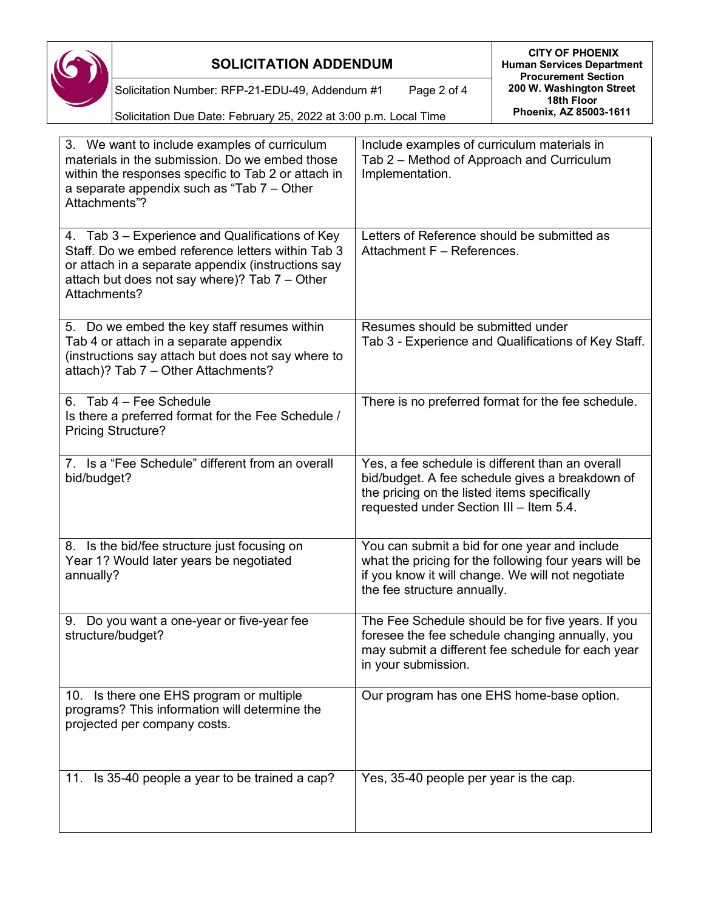| | |
|---|---|
| 3. We want to include examples of curriculum materials in the submission. Do we embed those within the responses specific to Tab 2 or attach in a separate appendix such as "Tab 7 – Other Attachments"? | Include examples of curriculum materials in Tab 2 – Method of Approach and Curriculum Implementation. |
| 4. Tab 3 – Experience and Qualifications of Key Staff. Do we embed reference letters within Tab 3 or attach in a separate appendix (instructions say attach but does not say where)? Tab 7 – Other Attachments? | Letters of Reference should be submitted as Attachment F – References. |
| 5. Do we embed the key staff resumes within Tab 4 or attach in a separate appendix (instructions say attach but does not say where to attach)? Tab 7 – Other Attachments? | Resumes should be submitted under Tab 3 - Experience and Qualifications of Key Staff. |
| 6. Tab 4 – Fee Schedule Is there a preferred format for the Fee Schedule / Pricing Structure? | There is no preferred format for the fee schedule. |
| 7. Is a "Fee Schedule" different from an overall bid/budget? | Yes, a fee schedule is different than an overall bid/budget. A fee schedule gives a breakdown of the pricing on the listed items specifically requested under Section III – Item 5.4. |
| 8. Is the bid/fee structure just focusing on Year 1? Would later years be negotiated annually? | You can submit a bid for one year and include what the pricing for the following four years will be if you know it will change. We will not negotiate the fee structure annually. |
| 9. Do you want a one-year or five-year fee structure/budget? | The Fee Schedule should be for five years. If you foresee the fee schedule changing annually, you may submit a different fee schedule for each year in your submission. |
| 10. Is there one EHS program or multiple programs? This information will determine the projected per company costs. | Our program has one EHS home-base option. |
| 11. Is 35-40 people a year to be trained a cap? | Yes, 35-40 people per year is the cap. |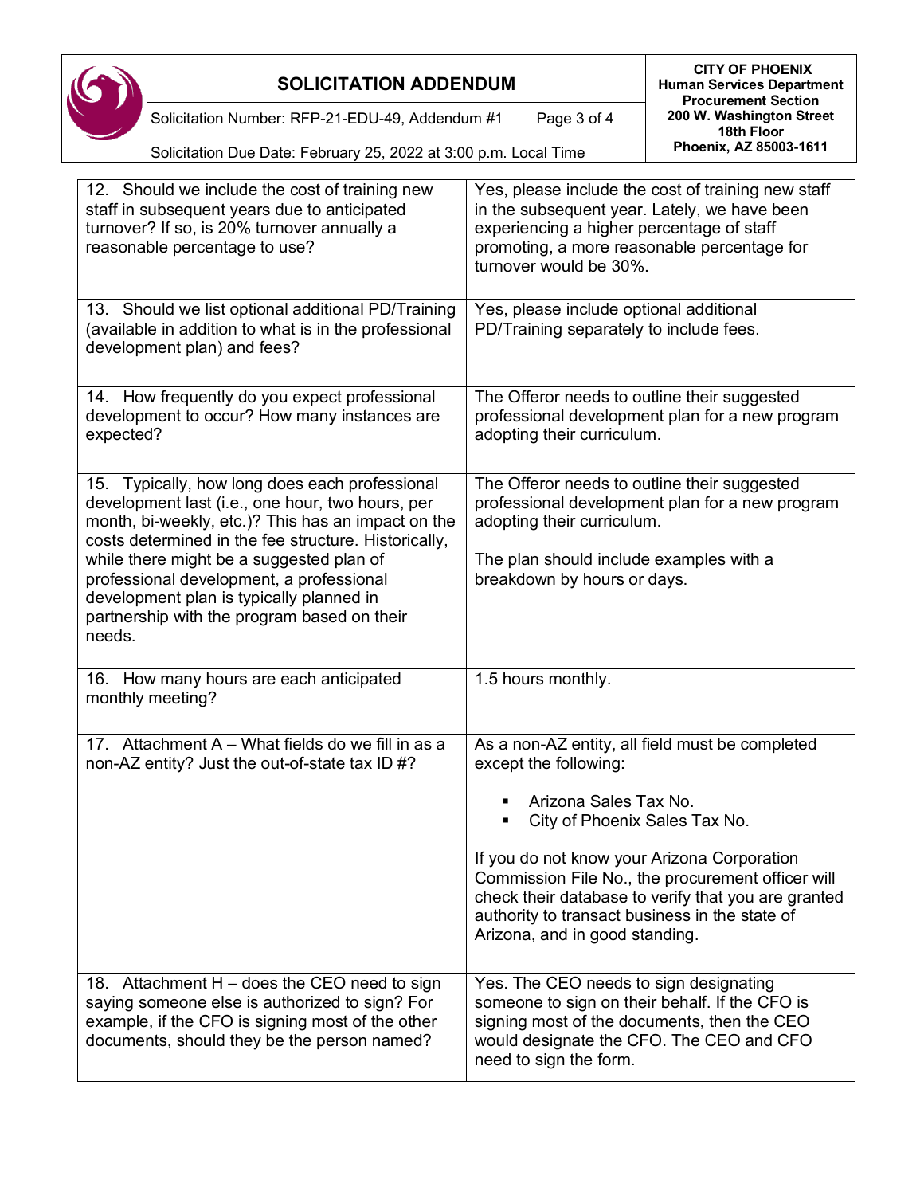| | |
|---|---|
| 12. Should we include the cost of training new staff in subsequent years due to anticipated turnover? If so, is 20% turnover annually a reasonable percentage to use? | Yes, please include the cost of training new staff in the subsequent year. Lately, we have been experiencing a higher percentage of staff promoting, a more reasonable percentage for turnover would be 30%. |
| 13. Should we list optional additional PD/Training (available in addition to what is in the professional development plan) and fees? | Yes, please include optional additional PD/Training separately to include fees. |
| 14. How frequently do you expect professional development to occur? How many instances are expected? | The Offeror needs to outline their suggested professional development plan for a new program adopting their curriculum. |
| 15. Typically, how long does each professional development last (i.e., one hour, two hours, per month, bi-weekly, etc.)? This has an impact on the costs determined in the fee structure. Historically, while there might be a suggested plan of professional development, a professional development plan is typically planned in partnership with the program based on their needs. | The Offeror needs to outline their suggested professional development plan for a new program adopting their curriculum.<br><br>The plan should include examples with a breakdown by hours or days. |
| 16. How many hours are each anticipated monthly meeting? | 1.5 hours monthly. |
| 17. Attachment A – What fields do we fill in as a non-AZ entity? Just the out-of-state tax ID #? | As a non-AZ entity, all field must be completed except the following:<br><br>▪ Arizona Sales Tax No.<br>▪ City of Phoenix Sales Tax No.<br><br>If you do not know your Arizona Corporation Commission File No., the procurement officer will check their database to verify that you are granted authority to transact business in the state of Arizona, and in good standing. |
| 18. Attachment H – does the CEO need to sign saying someone else is authorized to sign? For example, if the CFO is signing most of the other documents, should they be the person named? | Yes. The CEO needs to sign designating someone to sign on their behalf. If the CFO is signing most of the documents, then the CEO would designate the CFO. The CEO and CFO need to sign the form. |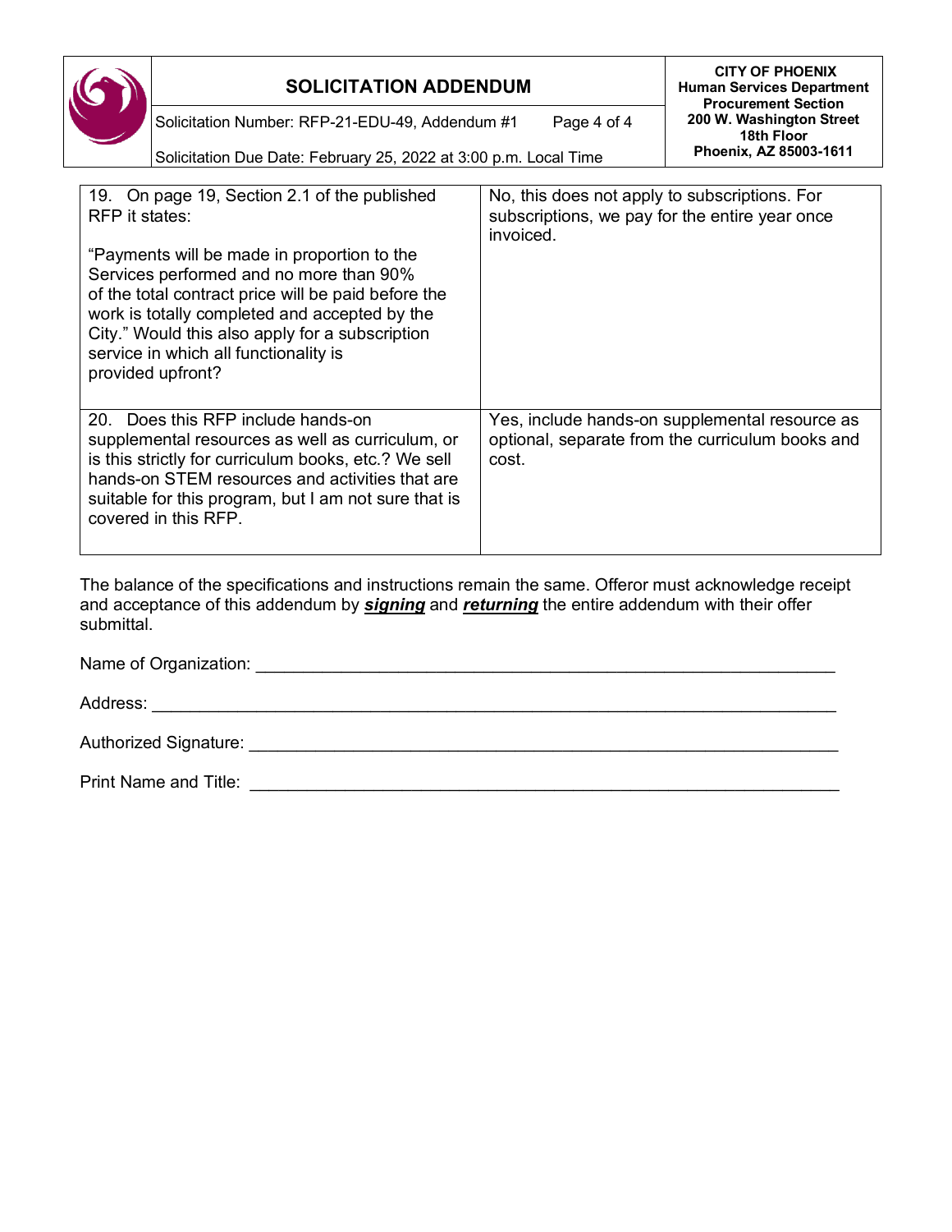| | |
|---|---|
| 19. On page 19, Section 2.1 of the published RFP it states:<br><br>"Payments will be made in proportion to the Services performed and no more than 90% of the total contract price will be paid before the work is totally completed and accepted by the City." Would this also apply for a subscription service in which all functionality is provided upfront? | No, this does not apply to subscriptions. For subscriptions, we pay for the entire year once invoiced. |
| 20. Does this RFP include hands-on supplemental resources as well as curriculum, or is this strictly for curriculum books, etc.? We sell hands-on STEM resources and activities that are suitable for this program, but I am not sure that is covered in this RFP. | Yes, include hands-on supplemental resource as optional, separate from the curriculum books and cost. |

The balance of the specifications and instructions remain the same. Offeror must acknowledge receipt and acceptance of this addendum by ***signing*** and ***returning*** the entire addendum with their offer submittal.

Name of Organization: ____________________________________________________________

Address: ____________________________________________________________

Authorized Signature: ____________________________________________________________

Print Name and Title: ____________________________________________________________